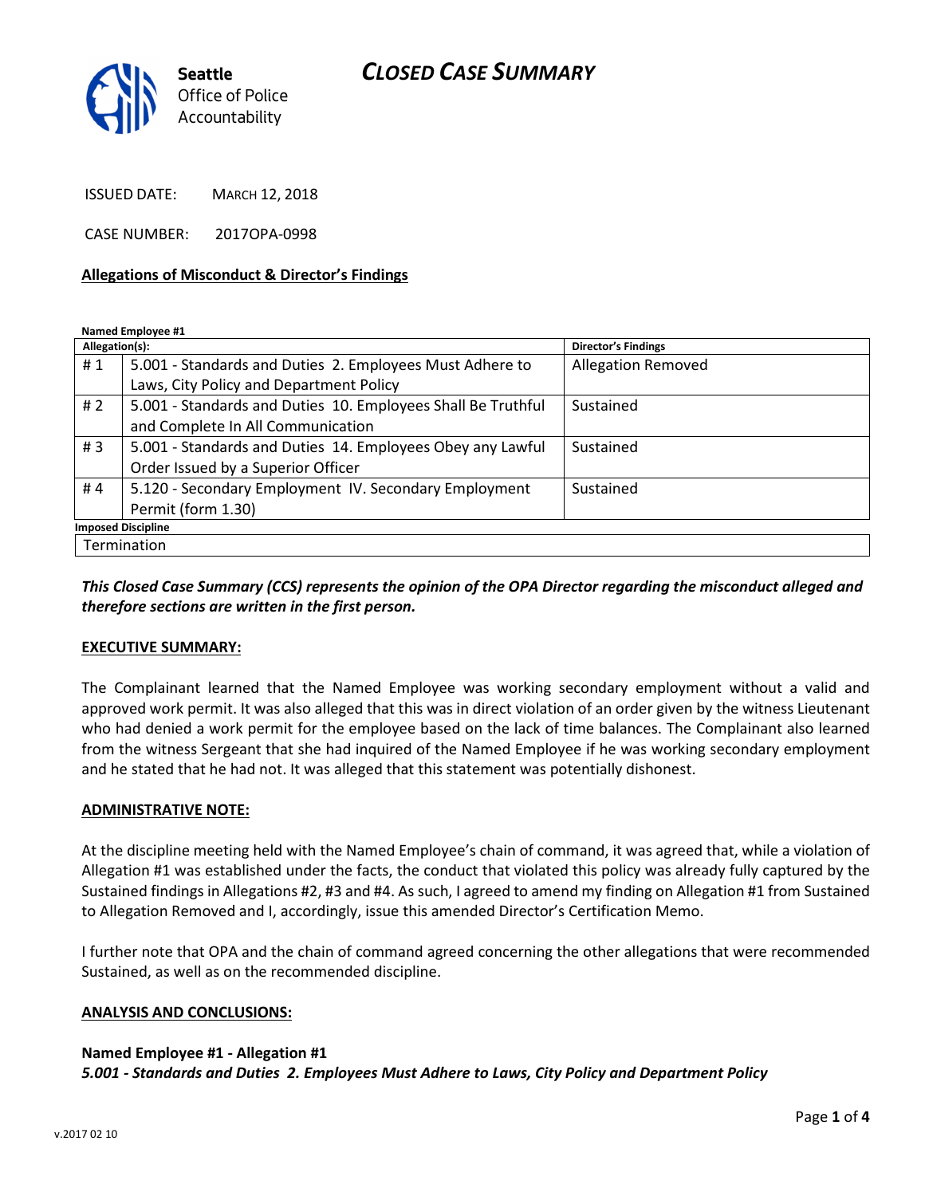Seattle Office of Police Accountability

# CLOSED CASE SUMMARY

ISSUED DATE: MARCH 12, 2018

CASE NUMBER: 2017OPA-0998

**Allegations of Misconduct & Director's Findings**

**Named Employee #1**

| Allegation(s): | | Director's Findings |
|---|---|---|
| # 1 | 5.001 - Standards and Duties 2. Employees Must Adhere to Laws, City Policy and Department Policy | Allegation Removed |
| # 2 | 5.001 - Standards and Duties 10. Employees Shall Be Truthful and Complete In All Communication | Sustained |
| # 3 | 5.001 - Standards and Duties 14. Employees Obey any Lawful Order Issued by a Superior Officer | Sustained |
| # 4 | 5.120 - Secondary Employment IV. Secondary Employment Permit (form 1.30) | Sustained |
| **Imposed Discipline** | | |
| Termination | | |

***This Closed Case Summary (CCS) represents the opinion of the OPA Director regarding the misconduct alleged and therefore sections are written in the first person.***

**EXECUTIVE SUMMARY:**

The Complainant learned that the Named Employee was working secondary employment without a valid and approved work permit. It was also alleged that this was in direct violation of an order given by the witness Lieutenant who had denied a work permit for the employee based on the lack of time balances. The Complainant also learned from the witness Sergeant that she had inquired of the Named Employee if he was working secondary employment and he stated that he had not. It was alleged that this statement was potentially dishonest.

**ADMINISTRATIVE NOTE:**

At the discipline meeting held with the Named Employee's chain of command, it was agreed that, while a violation of Allegation #1 was established under the facts, the conduct that violated this policy was already fully captured by the Sustained findings in Allegations #2, #3 and #4. As such, I agreed to amend my finding on Allegation #1 from Sustained to Allegation Removed and I, accordingly, issue this amended Director's Certification Memo.

I further note that OPA and the chain of command agreed concerning the other allegations that were recommended Sustained, as well as on the recommended discipline.

**ANALYSIS AND CONCLUSIONS:**

**Named Employee #1 - Allegation #1**
***5.001 - Standards and Duties 2. Employees Must Adhere to Laws, City Policy and Department Policy***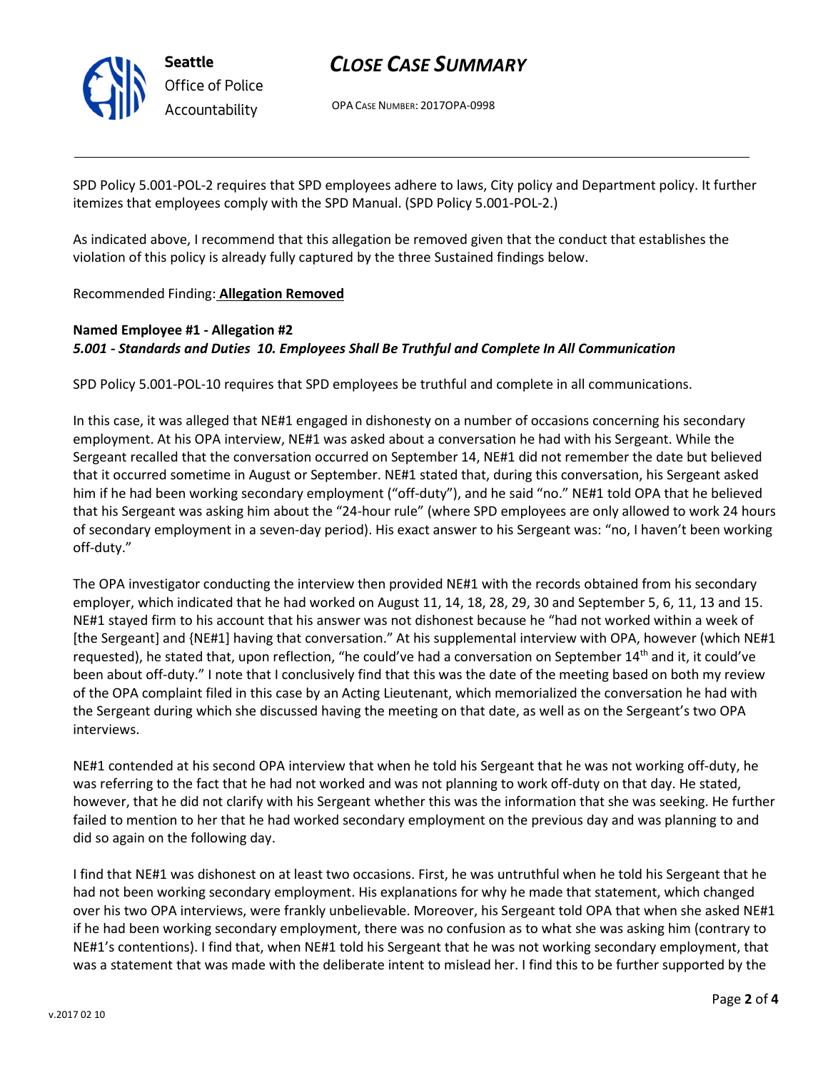SPD Policy 5.001-POL-2 requires that SPD employees adhere to laws, City policy and Department policy. It further itemizes that employees comply with the SPD Manual. (SPD Policy 5.001-POL-2.)

As indicated above, I recommend that this allegation be removed given that the conduct that establishes the violation of this policy is already fully captured by the three Sustained findings below.

Recommended Finding: **Allegation Removed**

**Named Employee #1 - Allegation #2**
***5.001 - Standards and Duties 10. Employees Shall Be Truthful and Complete In All Communication***

SPD Policy 5.001-POL-10 requires that SPD employees be truthful and complete in all communications.

In this case, it was alleged that NE#1 engaged in dishonesty on a number of occasions concerning his secondary employment. At his OPA interview, NE#1 was asked about a conversation he had with his Sergeant. While the Sergeant recalled that the conversation occurred on September 14, NE#1 did not remember the date but believed that it occurred sometime in August or September. NE#1 stated that, during this conversation, his Sergeant asked him if he had been working secondary employment ("off-duty"), and he said "no." NE#1 told OPA that he believed that his Sergeant was asking him about the "24-hour rule" (where SPD employees are only allowed to work 24 hours of secondary employment in a seven-day period). His exact answer to his Sergeant was: "no, I haven't been working off-duty."

The OPA investigator conducting the interview then provided NE#1 with the records obtained from his secondary employer, which indicated that he had worked on August 11, 14, 18, 28, 29, 30 and September 5, 6, 11, 13 and 15. NE#1 stayed firm to his account that his answer was not dishonest because he "had not worked within a week of [the Sergeant] and {NE#1] having that conversation." At his supplemental interview with OPA, however (which NE#1 requested), he stated that, upon reflection, "he could've had a conversation on September 14th and it, it could've been about off-duty." I note that I conclusively find that this was the date of the meeting based on both my review of the OPA complaint filed in this case by an Acting Lieutenant, which memorialized the conversation he had with the Sergeant during which she discussed having the meeting on that date, as well as on the Sergeant's two OPA interviews.

NE#1 contended at his second OPA interview that when he told his Sergeant that he was not working off-duty, he was referring to the fact that he had not worked and was not planning to work off-duty on that day. He stated, however, that he did not clarify with his Sergeant whether this was the information that she was seeking. He further failed to mention to her that he had worked secondary employment on the previous day and was planning to and did so again on the following day.

I find that NE#1 was dishonest on at least two occasions. First, he was untruthful when he told his Sergeant that he had not been working secondary employment. His explanations for why he made that statement, which changed over his two OPA interviews, were frankly unbelievable. Moreover, his Sergeant told OPA that when she asked NE#1 if he had been working secondary employment, there was no confusion as to what she was asking him (contrary to NE#1's contentions). I find that, when NE#1 told his Sergeant that he was not working secondary employment, that was a statement that was made with the deliberate intent to mislead her. I find this to be further supported by the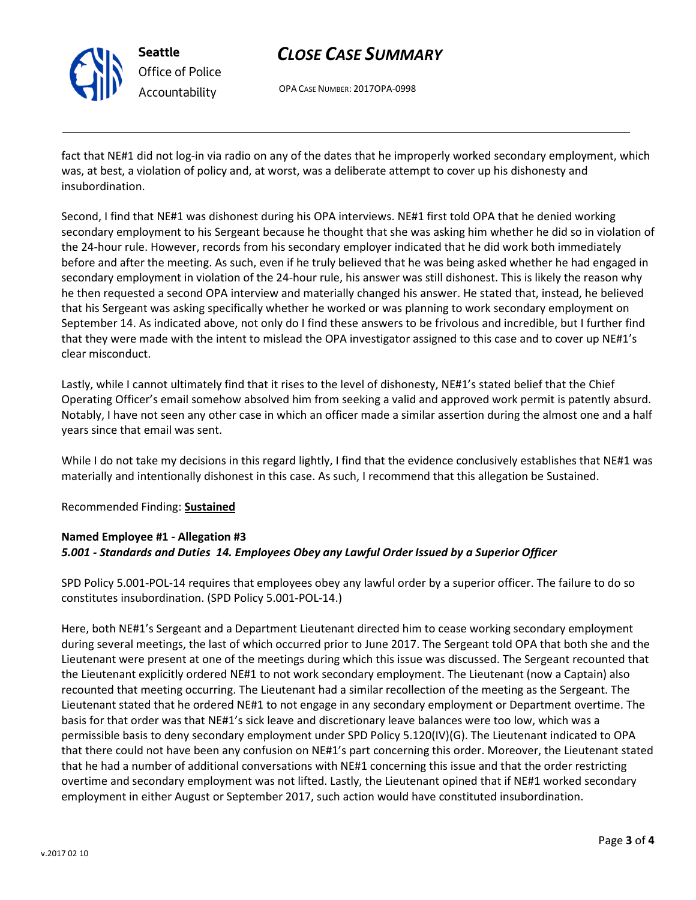fact that NE#1 did not log-in via radio on any of the dates that he improperly worked secondary employment, which was, at best, a violation of policy and, at worst, was a deliberate attempt to cover up his dishonesty and insubordination.

Second, I find that NE#1 was dishonest during his OPA interviews. NE#1 first told OPA that he denied working secondary employment to his Sergeant because he thought that she was asking him whether he did so in violation of the 24-hour rule. However, records from his secondary employer indicated that he did work both immediately before and after the meeting. As such, even if he truly believed that he was being asked whether he had engaged in secondary employment in violation of the 24-hour rule, his answer was still dishonest. This is likely the reason why he then requested a second OPA interview and materially changed his answer. He stated that, instead, he believed that his Sergeant was asking specifically whether he worked or was planning to work secondary employment on September 14. As indicated above, not only do I find these answers to be frivolous and incredible, but I further find that they were made with the intent to mislead the OPA investigator assigned to this case and to cover up NE#1's clear misconduct.

Lastly, while I cannot ultimately find that it rises to the level of dishonesty, NE#1's stated belief that the Chief Operating Officer's email somehow absolved him from seeking a valid and approved work permit is patently absurd. Notably, I have not seen any other case in which an officer made a similar assertion during the almost one and a half years since that email was sent.

While I do not take my decisions in this regard lightly, I find that the evidence conclusively establishes that NE#1 was materially and intentionally dishonest in this case. As such, I recommend that this allegation be Sustained.

Recommended Finding: **Sustained**

**Named Employee #1 - Allegation #3**
***5.001 - Standards and Duties 14. Employees Obey any Lawful Order Issued by a Superior Officer***

SPD Policy 5.001-POL-14 requires that employees obey any lawful order by a superior officer. The failure to do so constitutes insubordination. (SPD Policy 5.001-POL-14.)

Here, both NE#1's Sergeant and a Department Lieutenant directed him to cease working secondary employment during several meetings, the last of which occurred prior to June 2017. The Sergeant told OPA that both she and the Lieutenant were present at one of the meetings during which this issue was discussed. The Sergeant recounted that the Lieutenant explicitly ordered NE#1 to not work secondary employment. The Lieutenant (now a Captain) also recounted that meeting occurring. The Lieutenant had a similar recollection of the meeting as the Sergeant. The Lieutenant stated that he ordered NE#1 to not engage in any secondary employment or Department overtime. The basis for that order was that NE#1's sick leave and discretionary leave balances were too low, which was a permissible basis to deny secondary employment under SPD Policy 5.120(IV)(G). The Lieutenant indicated to OPA that there could not have been any confusion on NE#1's part concerning this order. Moreover, the Lieutenant stated that he had a number of additional conversations with NE#1 concerning this issue and that the order restricting overtime and secondary employment was not lifted. Lastly, the Lieutenant opined that if NE#1 worked secondary employment in either August or September 2017, such action would have constituted insubordination.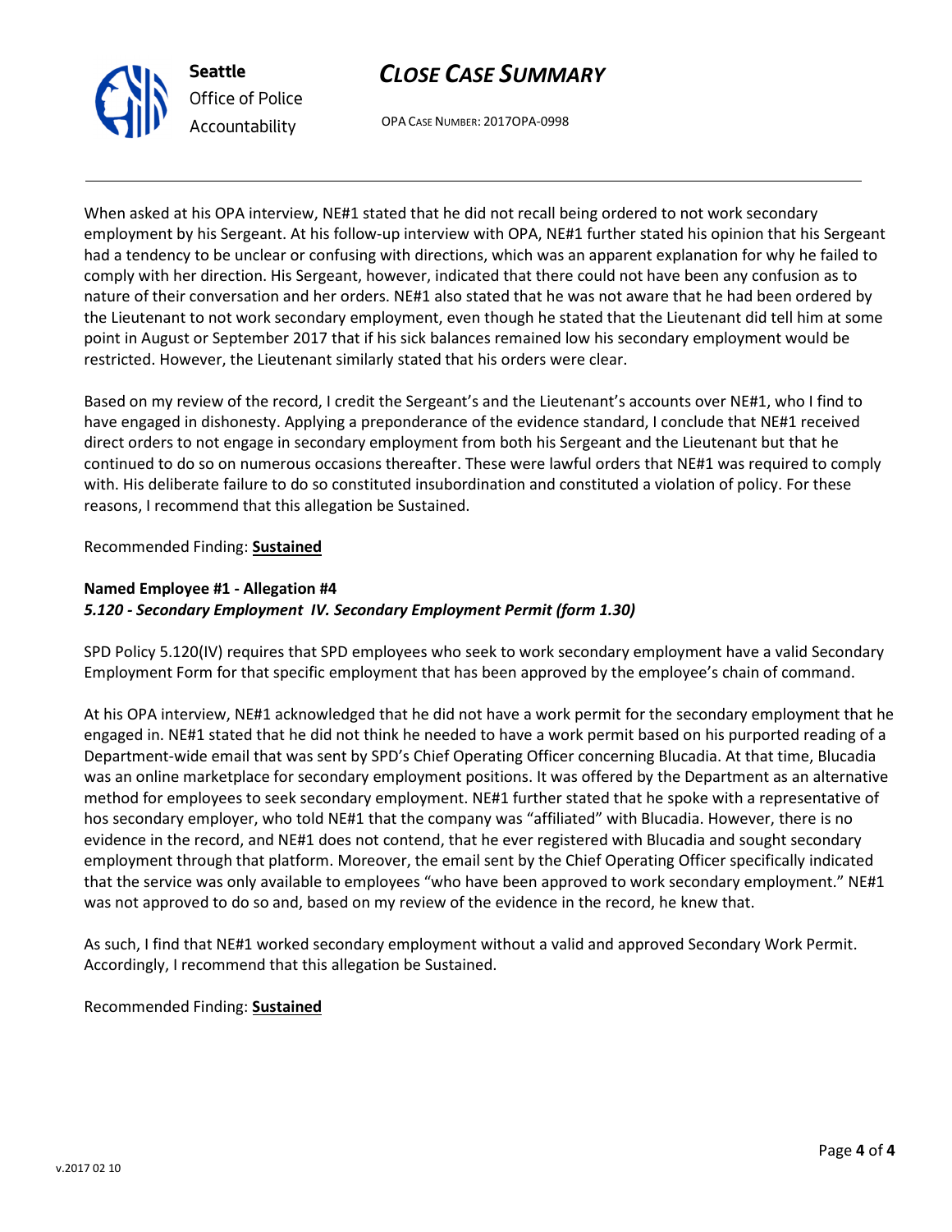When asked at his OPA interview, NE#1 stated that he did not recall being ordered to not work secondary employment by his Sergeant. At his follow-up interview with OPA, NE#1 further stated his opinion that his Sergeant had a tendency to be unclear or confusing with directions, which was an apparent explanation for why he failed to comply with her direction. His Sergeant, however, indicated that there could not have been any confusion as to nature of their conversation and her orders. NE#1 also stated that he was not aware that he had been ordered by the Lieutenant to not work secondary employment, even though he stated that the Lieutenant did tell him at some point in August or September 2017 that if his sick balances remained low his secondary employment would be restricted. However, the Lieutenant similarly stated that his orders were clear.

Based on my review of the record, I credit the Sergeant's and the Lieutenant's accounts over NE#1, who I find to have engaged in dishonesty. Applying a preponderance of the evidence standard, I conclude that NE#1 received direct orders to not engage in secondary employment from both his Sergeant and the Lieutenant but that he continued to do so on numerous occasions thereafter. These were lawful orders that NE#1 was required to comply with. His deliberate failure to do so constituted insubordination and constituted a violation of policy. For these reasons, I recommend that this allegation be Sustained.

Recommended Finding: **Sustained**

**Named Employee #1 - Allegation #4**
***5.120 - Secondary Employment IV. Secondary Employment Permit (form 1.30)***

SPD Policy 5.120(IV) requires that SPD employees who seek to work secondary employment have a valid Secondary Employment Form for that specific employment that has been approved by the employee's chain of command.

At his OPA interview, NE#1 acknowledged that he did not have a work permit for the secondary employment that he engaged in. NE#1 stated that he did not think he needed to have a work permit based on his purported reading of a Department-wide email that was sent by SPD's Chief Operating Officer concerning Blucadia. At that time, Blucadia was an online marketplace for secondary employment positions. It was offered by the Department as an alternative method for employees to seek secondary employment. NE#1 further stated that he spoke with a representative of hos secondary employer, who told NE#1 that the company was "affiliated" with Blucadia. However, there is no evidence in the record, and NE#1 does not contend, that he ever registered with Blucadia and sought secondary employment through that platform. Moreover, the email sent by the Chief Operating Officer specifically indicated that the service was only available to employees "who have been approved to work secondary employment." NE#1 was not approved to do so and, based on my review of the evidence in the record, he knew that.

As such, I find that NE#1 worked secondary employment without a valid and approved Secondary Work Permit. Accordingly, I recommend that this allegation be Sustained.

Recommended Finding: **Sustained**